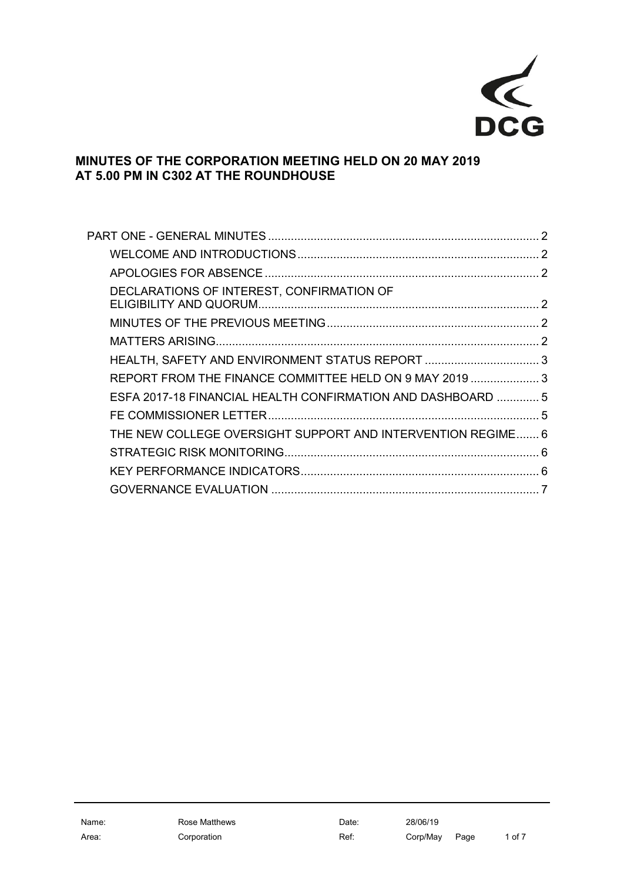DCG

# MINUTES OF THE CORPORATION MEETING HELD ON 20 MAY 2019 AT 5.00 PM IN C302 AT THE ROUNDHOUSE

- PART ONE - GENERAL MINUTES ..... 2
  - WELCOME AND INTRODUCTIONS ..... 2
  - APOLOGIES FOR ABSENCE ..... 2
  - DECLARATIONS OF INTEREST, CONFIRMATION OF ELIGIBILITY AND QUORUM ..... 2
  - MINUTES OF THE PREVIOUS MEETING ..... 2
  - MATTERS ARISING ..... 2
  - HEALTH, SAFETY AND ENVIRONMENT STATUS REPORT ..... 3
  - REPORT FROM THE FINANCE COMMITTEE HELD ON 9 MAY 2019 ..... 3
  - ESFA 2017-18 FINANCIAL HEALTH CONFIRMATION AND DASHBOARD ..... 5
  - FE COMMISSIONER LETTER ..... 5
  - THE NEW COLLEGE OVERSIGHT SUPPORT AND INTERVENTION REGIME ..... 6
  - STRATEGIC RISK MONITORING ..... 6
  - KEY PERFORMANCE INDICATORS ..... 6
  - GOVERNANCE EVALUATION ..... 7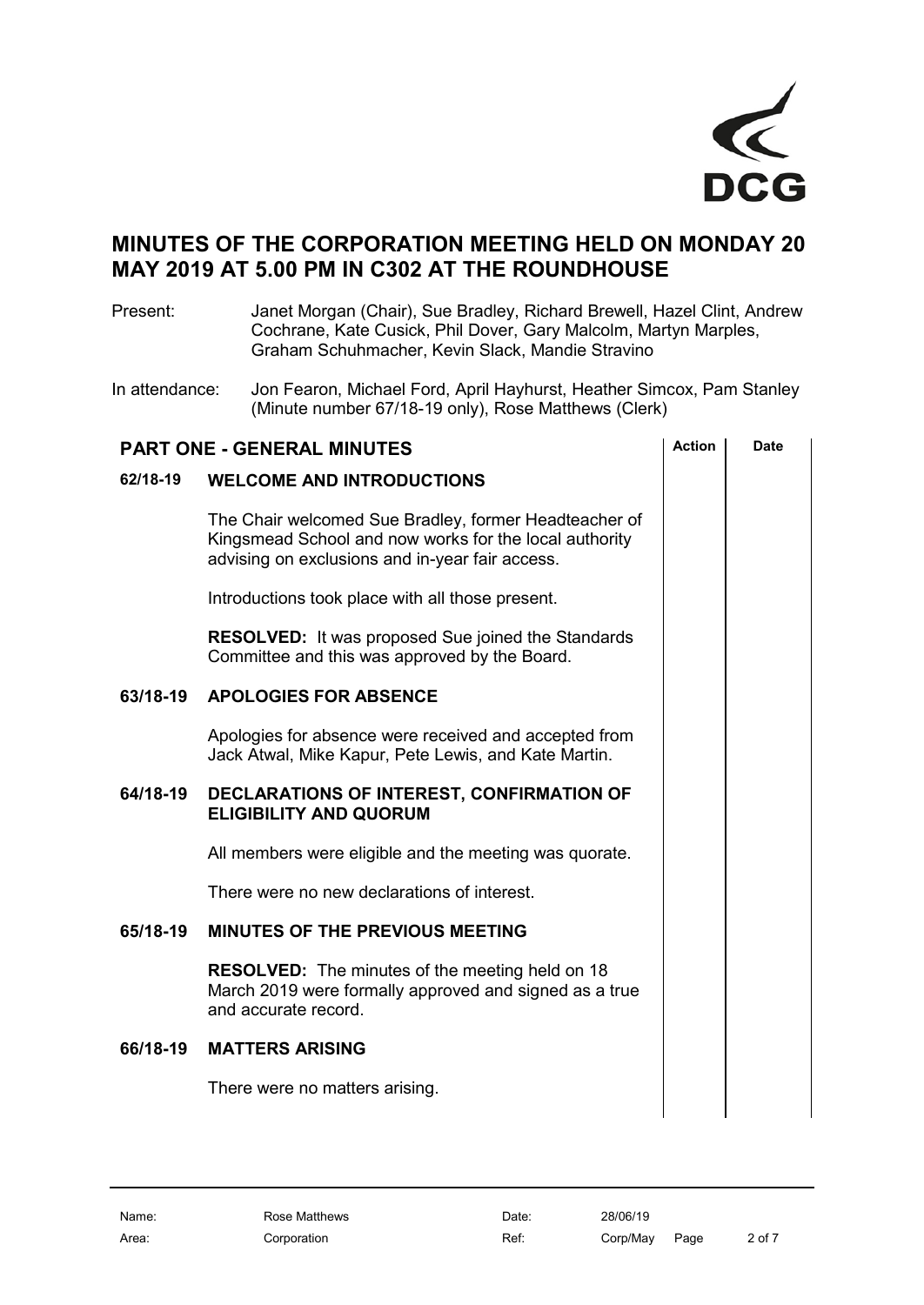# MINUTES OF THE CORPORATION MEETING HELD ON MONDAY 20 MAY 2019 AT 5.00 PM IN C302 AT THE ROUNDHOUSE

Present: Janet Morgan (Chair), Sue Bradley, Richard Brewell, Hazel Clint, Andrew Cochrane, Kate Cusick, Phil Dover, Gary Malcolm, Martyn Marples, Graham Schuhmacher, Kevin Slack, Mandie Stravino

In attendance: Jon Fearon, Michael Ford, April Hayhurst, Heather Simcox, Pam Stanley (Minute number 67/18-19 only), Rose Matthews (Clerk)

## PART ONE - GENERAL MINUTES

| | | Action | Date |
|---|---|---|---|
| **62/18-19** | **WELCOME AND INTRODUCTIONS** | | |
| | The Chair welcomed Sue Bradley, former Headteacher of Kingsmead School and now works for the local authority advising on exclusions and in-year fair access. | | |
| | Introductions took place with all those present. | | |
| | **RESOLVED:** It was proposed Sue joined the Standards Committee and this was approved by the Board. | | |
| **63/18-19** | **APOLOGIES FOR ABSENCE** | | |
| | Apologies for absence were received and accepted from Jack Atwal, Mike Kapur, Pete Lewis, and Kate Martin. | | |
| **64/18-19** | **DECLARATIONS OF INTEREST, CONFIRMATION OF ELIGIBILITY AND QUORUM** | | |
| | All members were eligible and the meeting was quorate. | | |
| | There were no new declarations of interest. | | |
| **65/18-19** | **MINUTES OF THE PREVIOUS MEETING** | | |
| | **RESOLVED:** The minutes of the meeting held on 18 March 2019 were formally approved and signed as a true and accurate record. | | |
| **66/18-19** | **MATTERS ARISING** | | |
| | There were no matters arising. | | |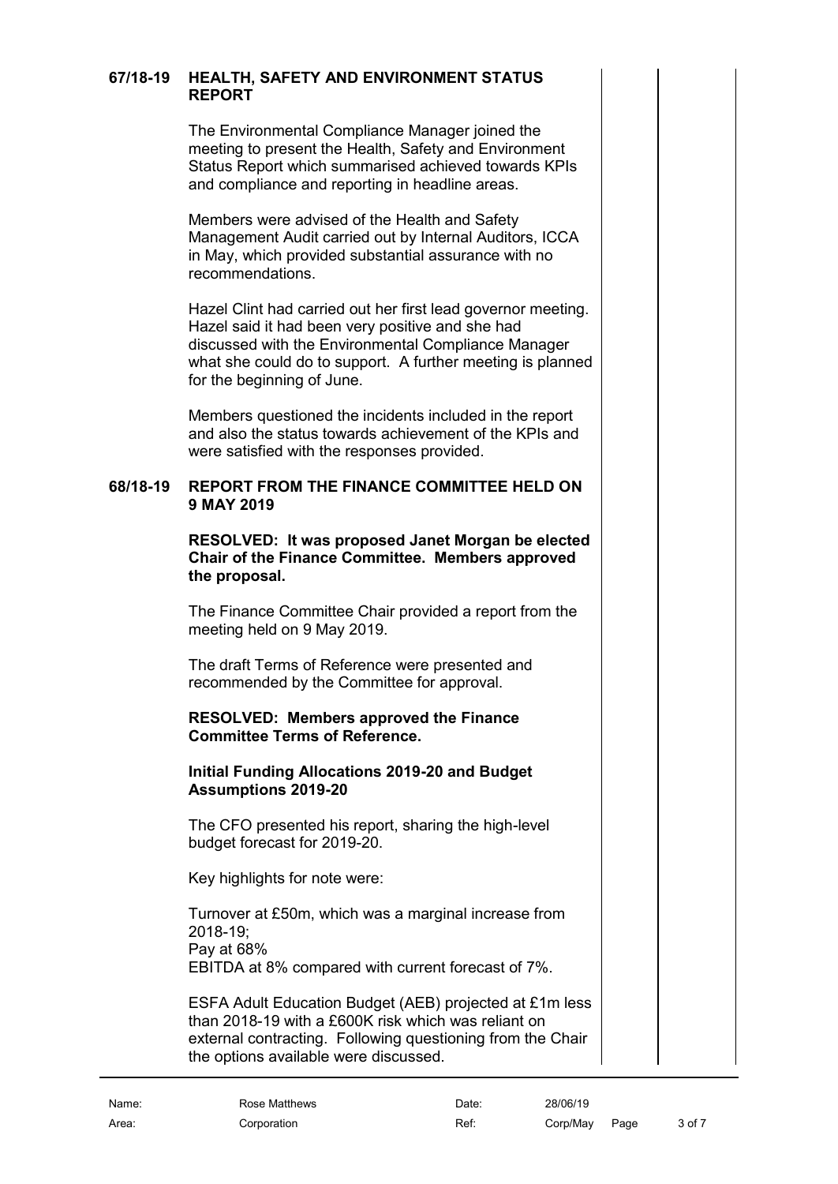**67/18-19 HEALTH, SAFETY AND ENVIRONMENT STATUS REPORT**

The Environmental Compliance Manager joined the meeting to present the Health, Safety and Environment Status Report which summarised achieved towards KPIs and compliance and reporting in headline areas.

Members were advised of the Health and Safety Management Audit carried out by Internal Auditors, ICCA in May, which provided substantial assurance with no recommendations.

Hazel Clint had carried out her first lead governor meeting. Hazel said it had been very positive and she had discussed with the Environmental Compliance Manager what she could do to support. A further meeting is planned for the beginning of June.

Members questioned the incidents included in the report and also the status towards achievement of the KPIs and were satisfied with the responses provided.

**68/18-19 REPORT FROM THE FINANCE COMMITTEE HELD ON 9 MAY 2019**

**RESOLVED: It was proposed Janet Morgan be elected Chair of the Finance Committee. Members approved the proposal.**

The Finance Committee Chair provided a report from the meeting held on 9 May 2019.

The draft Terms of Reference were presented and recommended by the Committee for approval.

**RESOLVED: Members approved the Finance Committee Terms of Reference.**

**Initial Funding Allocations 2019-20 and Budget Assumptions 2019-20**

The CFO presented his report, sharing the high-level budget forecast for 2019-20.

Key highlights for note were:

Turnover at £50m, which was a marginal increase from 2018-19;
Pay at 68%
EBITDA at 8% compared with current forecast of 7%.

ESFA Adult Education Budget (AEB) projected at £1m less than 2018-19 with a £600K risk which was reliant on external contracting. Following questioning from the Chair the options available were discussed.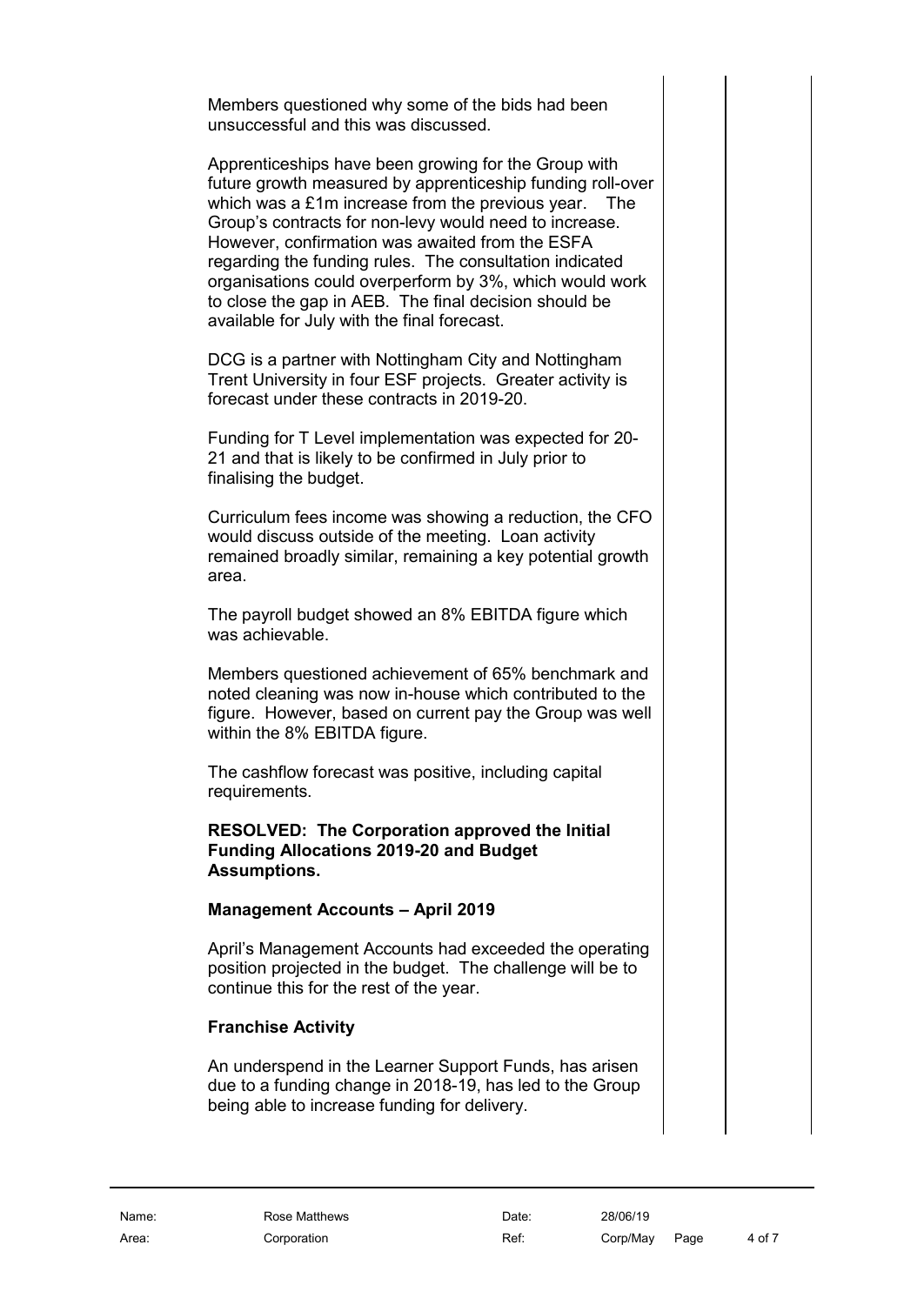Members questioned why some of the bids had been unsuccessful and this was discussed.

Apprenticeships have been growing for the Group with future growth measured by apprenticeship funding roll-over which was a £1m increase from the previous year. The Group's contracts for non-levy would need to increase. However, confirmation was awaited from the ESFA regarding the funding rules. The consultation indicated organisations could overperform by 3%, which would work to close the gap in AEB. The final decision should be available for July with the final forecast.

DCG is a partner with Nottingham City and Nottingham Trent University in four ESF projects. Greater activity is forecast under these contracts in 2019-20.

Funding for T Level implementation was expected for 20-21 and that is likely to be confirmed in July prior to finalising the budget.

Curriculum fees income was showing a reduction, the CFO would discuss outside of the meeting. Loan activity remained broadly similar, remaining a key potential growth area.

The payroll budget showed an 8% EBITDA figure which was achievable.

Members questioned achievement of 65% benchmark and noted cleaning was now in-house which contributed to the figure. However, based on current pay the Group was well within the 8% EBITDA figure.

The cashflow forecast was positive, including capital requirements.

**RESOLVED: The Corporation approved the Initial Funding Allocations 2019-20 and Budget Assumptions.**

**Management Accounts – April 2019**

April's Management Accounts had exceeded the operating position projected in the budget. The challenge will be to continue this for the rest of the year.

**Franchise Activity**

An underspend in the Learner Support Funds, has arisen due to a funding change in 2018-19, has led to the Group being able to increase funding for delivery.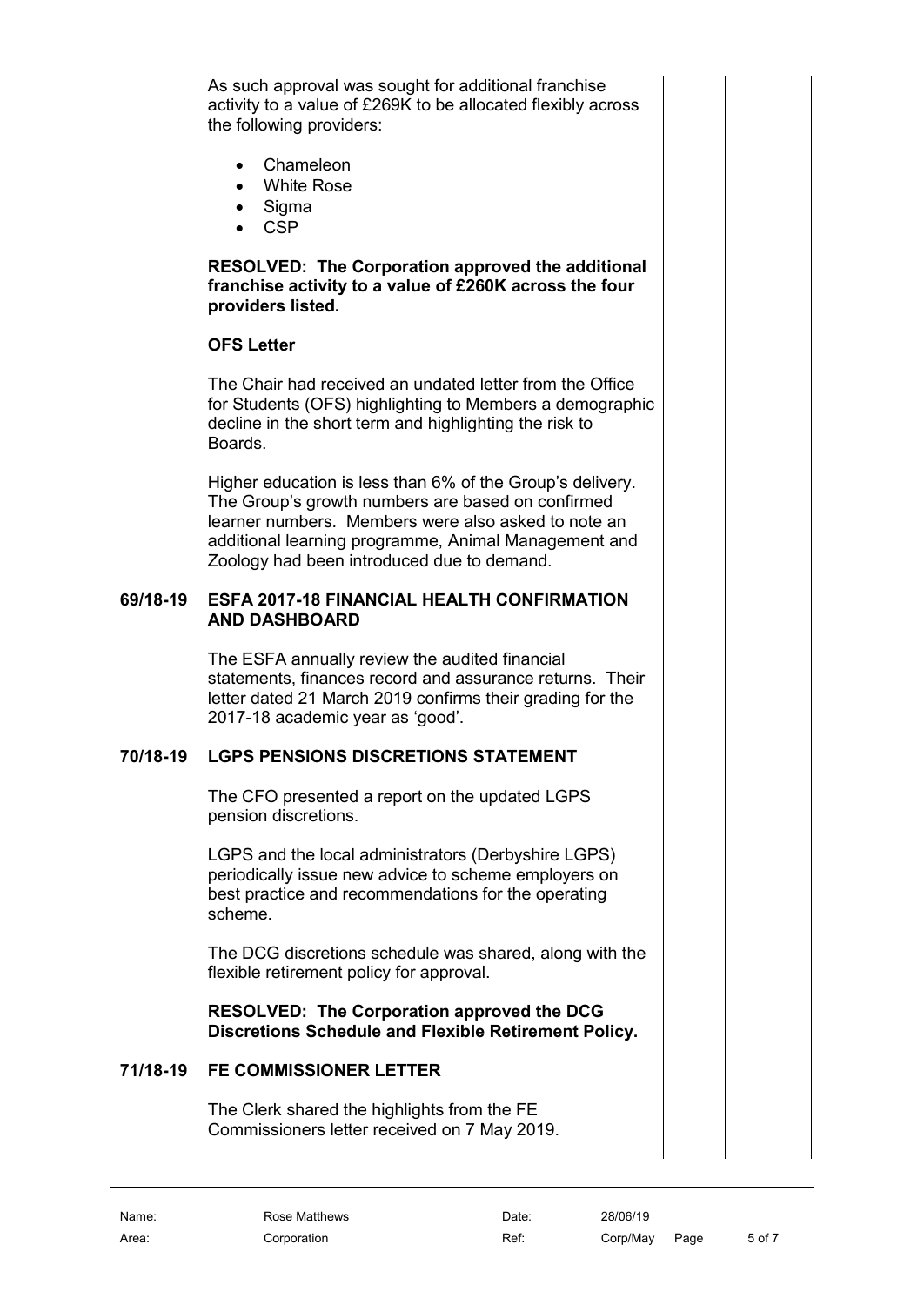As such approval was sought for additional franchise activity to a value of £269K to be allocated flexibly across the following providers:

- Chameleon
- White Rose
- Sigma
- CSP

**RESOLVED: The Corporation approved the additional franchise activity to a value of £260K across the four providers listed.**

**OFS Letter**

The Chair had received an undated letter from the Office for Students (OFS) highlighting to Members a demographic decline in the short term and highlighting the risk to Boards.

Higher education is less than 6% of the Group's delivery. The Group's growth numbers are based on confirmed learner numbers. Members were also asked to note an additional learning programme, Animal Management and Zoology had been introduced due to demand.

## 69/18-19 ESFA 2017-18 FINANCIAL HEALTH CONFIRMATION AND DASHBOARD

The ESFA annually review the audited financial statements, finances record and assurance returns. Their letter dated 21 March 2019 confirms their grading for the 2017-18 academic year as 'good'.

## 70/18-19 LGPS PENSIONS DISCRETIONS STATEMENT

The CFO presented a report on the updated LGPS pension discretions.

LGPS and the local administrators (Derbyshire LGPS) periodically issue new advice to scheme employers on best practice and recommendations for the operating scheme.

The DCG discretions schedule was shared, along with the flexible retirement policy for approval.

**RESOLVED: The Corporation approved the DCG Discretions Schedule and Flexible Retirement Policy.**

## 71/18-19 FE COMMISSIONER LETTER

The Clerk shared the highlights from the FE Commissioners letter received on 7 May 2019.

| Name: | Rose Matthews | Date: | 28/06/19 |
|---|---|---|---|
| Area: | Corporation | Ref: | Corp/May |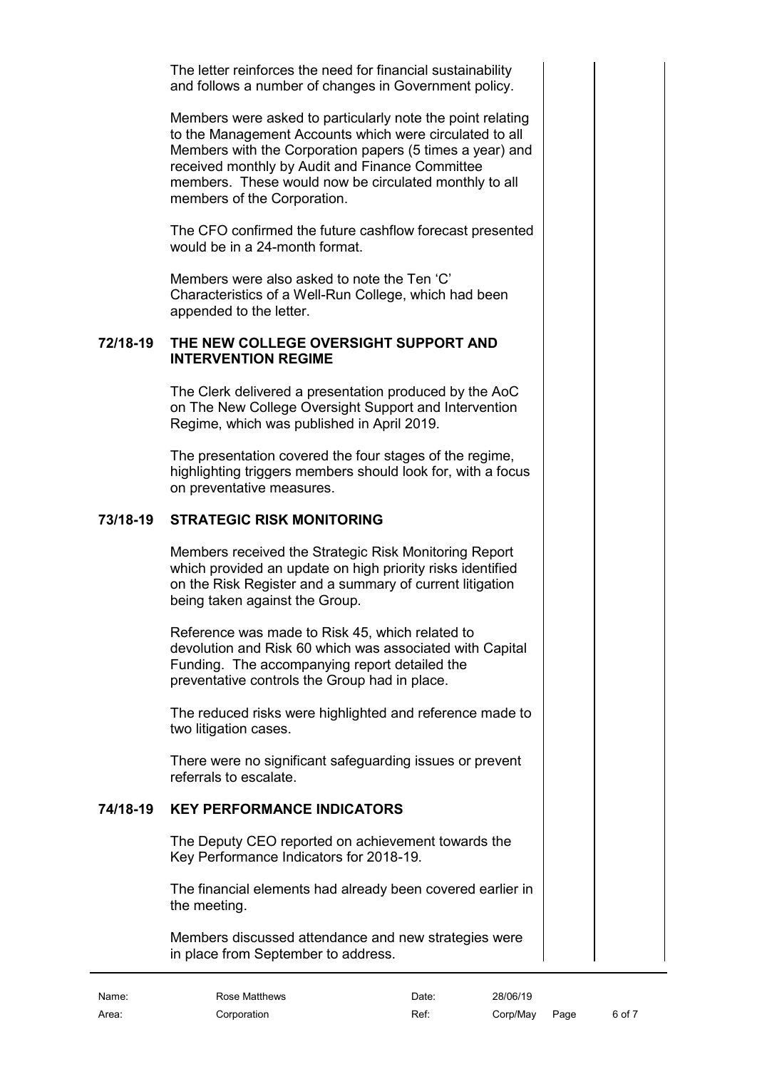The letter reinforces the need for financial sustainability and follows a number of changes in Government policy.

Members were asked to particularly note the point relating to the Management Accounts which were circulated to all Members with the Corporation papers (5 times a year) and received monthly by Audit and Finance Committee members. These would now be circulated monthly to all members of the Corporation.

The CFO confirmed the future cashflow forecast presented would be in a 24-month format.

Members were also asked to note the Ten 'C' Characteristics of a Well-Run College, which had been appended to the letter.

**72/18-19 THE NEW COLLEGE OVERSIGHT SUPPORT AND INTERVENTION REGIME**

The Clerk delivered a presentation produced by the AoC on The New College Oversight Support and Intervention Regime, which was published in April 2019.

The presentation covered the four stages of the regime, highlighting triggers members should look for, with a focus on preventative measures.

**73/18-19 STRATEGIC RISK MONITORING**

Members received the Strategic Risk Monitoring Report which provided an update on high priority risks identified on the Risk Register and a summary of current litigation being taken against the Group.

Reference was made to Risk 45, which related to devolution and Risk 60 which was associated with Capital Funding. The accompanying report detailed the preventative controls the Group had in place.

The reduced risks were highlighted and reference made to two litigation cases.

There were no significant safeguarding issues or prevent referrals to escalate.

**74/18-19 KEY PERFORMANCE INDICATORS**

The Deputy CEO reported on achievement towards the Key Performance Indicators for 2018-19.

The financial elements had already been covered earlier in the meeting.

Members discussed attendance and new strategies were in place from September to address.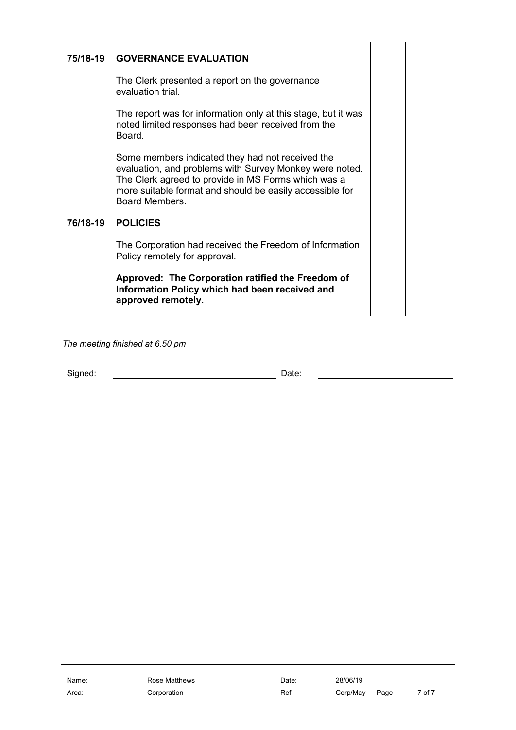## 75/18-19 GOVERNANCE EVALUATION

The Clerk presented a report on the governance evaluation trial.

The report was for information only at this stage, but it was noted limited responses had been received from the Board.

Some members indicated they had not received the evaluation, and problems with Survey Monkey were noted. The Clerk agreed to provide in MS Forms which was a more suitable format and should be easily accessible for Board Members.

## 76/18-19 POLICIES

The Corporation had received the Freedom of Information Policy remotely for approval.

**Approved: The Corporation ratified the Freedom of Information Policy which had been received and approved remotely.**

*The meeting finished at 6.50 pm*

Signed: \_\_\_\_\_\_\_\_\_\_\_\_\_\_\_\_\_\_\_\_\_\_\_\_\_\_\_\_ Date: \_\_\_\_\_\_\_\_\_\_\_\_\_\_\_\_\_\_\_\_\_\_